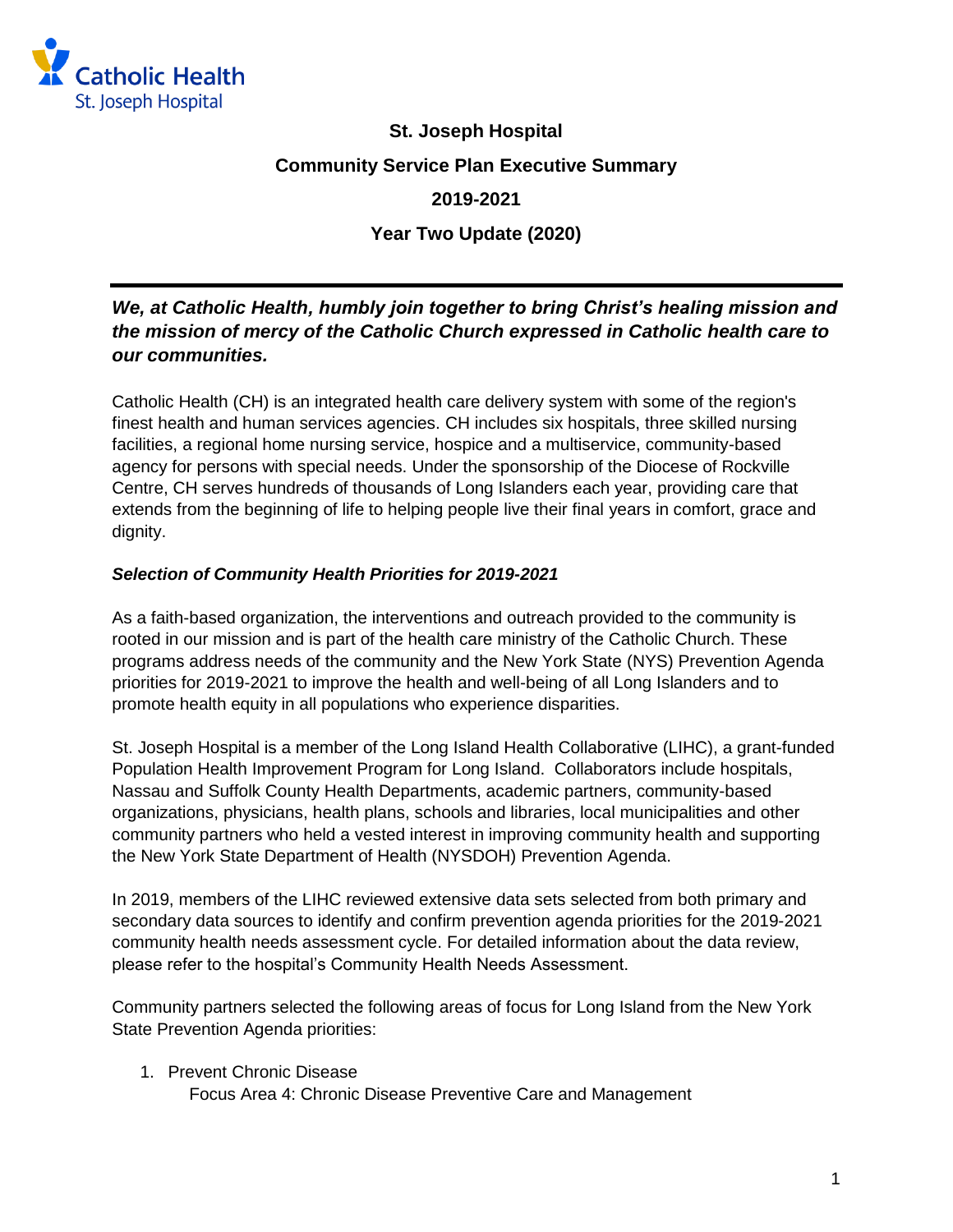# St. Joseph Hospital

## Community Service Plan Executive Summary

## 2019-2021

## Year Two Update (2020)

---

***We, at Catholic Health, humbly join together to bring Christ's healing mission and the mission of mercy of the Catholic Church expressed in Catholic health care to our communities.***

Catholic Health (CH) is an integrated health care delivery system with some of the region's finest health and human services agencies. CH includes six hospitals, three skilled nursing facilities, a regional home nursing service, hospice and a multiservice, community-based agency for persons with special needs. Under the sponsorship of the Diocese of Rockville Centre, CH serves hundreds of thousands of Long Islanders each year, providing care that extends from the beginning of life to helping people live their final years in comfort, grace and dignity.

***Selection of Community Health Priorities for 2019-2021***

As a faith-based organization, the interventions and outreach provided to the community is rooted in our mission and is part of the health care ministry of the Catholic Church. These programs address needs of the community and the New York State (NYS) Prevention Agenda priorities for 2019-2021 to improve the health and well-being of all Long Islanders and to promote health equity in all populations who experience disparities.

St. Joseph Hospital is a member of the Long Island Health Collaborative (LIHC), a grant-funded Population Health Improvement Program for Long Island. Collaborators include hospitals, Nassau and Suffolk County Health Departments, academic partners, community-based organizations, physicians, health plans, schools and libraries, local municipalities and other community partners who held a vested interest in improving community health and supporting the New York State Department of Health (NYSDOH) Prevention Agenda.

In 2019, members of the LIHC reviewed extensive data sets selected from both primary and secondary data sources to identify and confirm prevention agenda priorities for the 2019-2021 community health needs assessment cycle. For detailed information about the data review, please refer to the hospital's Community Health Needs Assessment.

Community partners selected the following areas of focus for Long Island from the New York State Prevention Agenda priorities:

1. Prevent Chronic Disease
   Focus Area 4: Chronic Disease Preventive Care and Management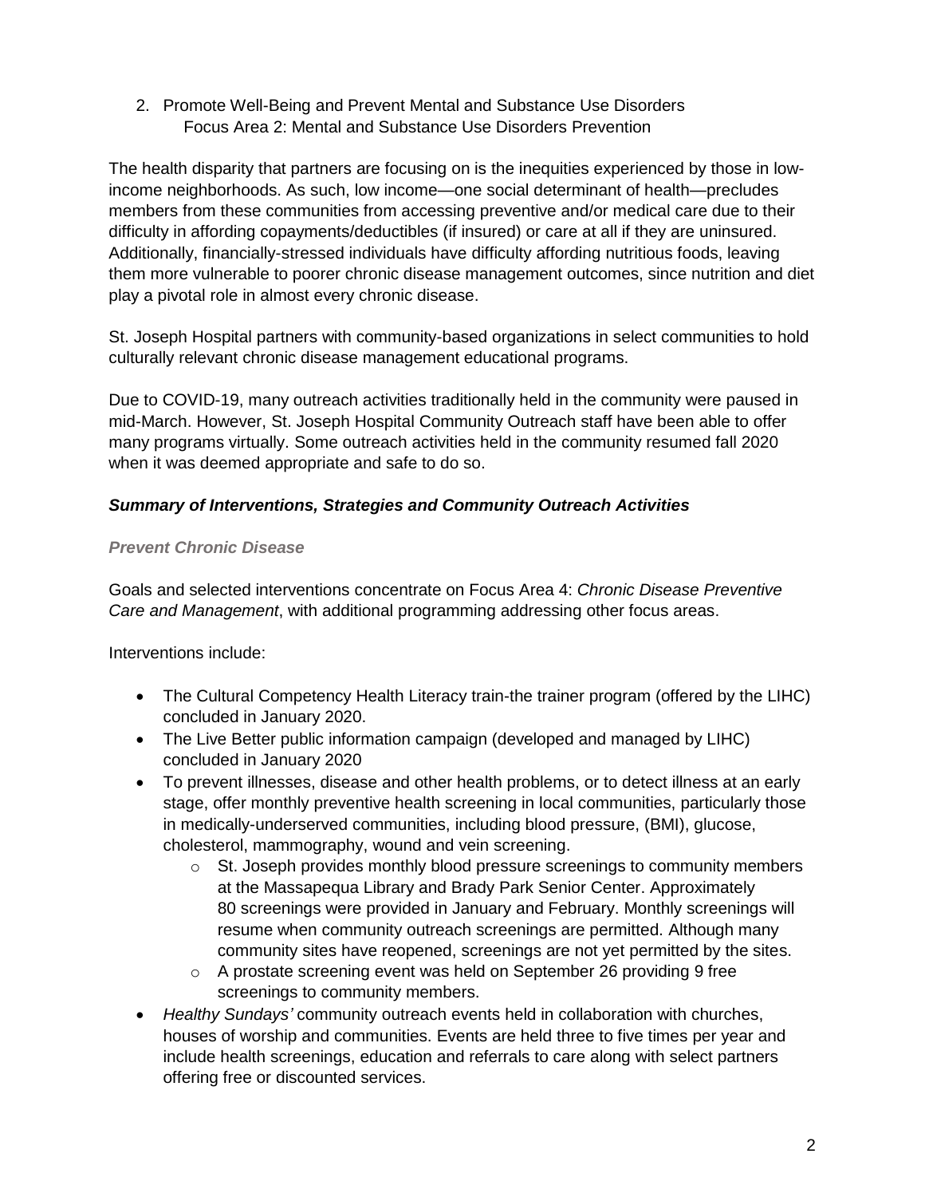2. Promote Well-Being and Prevent Mental and Substance Use Disorders
   Focus Area 2: Mental and Substance Use Disorders Prevention

The health disparity that partners are focusing on is the inequities experienced by those in low-income neighborhoods. As such, low income—one social determinant of health—precludes members from these communities from accessing preventive and/or medical care due to their difficulty in affording copayments/deductibles (if insured) or care at all if they are uninsured. Additionally, financially-stressed individuals have difficulty affording nutritious foods, leaving them more vulnerable to poorer chronic disease management outcomes, since nutrition and diet play a pivotal role in almost every chronic disease.

St. Joseph Hospital partners with community-based organizations in select communities to hold culturally relevant chronic disease management educational programs.

Due to COVID-19, many outreach activities traditionally held in the community were paused in mid-March. However, St. Joseph Hospital Community Outreach staff have been able to offer many programs virtually. Some outreach activities held in the community resumed fall 2020 when it was deemed appropriate and safe to do so.

### ***Summary of Interventions, Strategies and Community Outreach Activities***

#### ***Prevent Chronic Disease***

Goals and selected interventions concentrate on Focus Area 4: *Chronic Disease Preventive Care and Management*, with additional programming addressing other focus areas.

Interventions include:

- The Cultural Competency Health Literacy train-the trainer program (offered by the LIHC) concluded in January 2020.
- The Live Better public information campaign (developed and managed by LIHC) concluded in January 2020
- To prevent illnesses, disease and other health problems, or to detect illness at an early stage, offer monthly preventive health screening in local communities, particularly those in medically-underserved communities, including blood pressure, (BMI), glucose, cholesterol, mammography, wound and vein screening.
  - St. Joseph provides monthly blood pressure screenings to community members at the Massapequa Library and Brady Park Senior Center. Approximately 80 screenings were provided in January and February. Monthly screenings will resume when community outreach screenings are permitted. Although many community sites have reopened, screenings are not yet permitted by the sites.
  - A prostate screening event was held on September 26 providing 9 free screenings to community members.
- *Healthy Sundays'* community outreach events held in collaboration with churches, houses of worship and communities. Events are held three to five times per year and include health screenings, education and referrals to care along with select partners offering free or discounted services.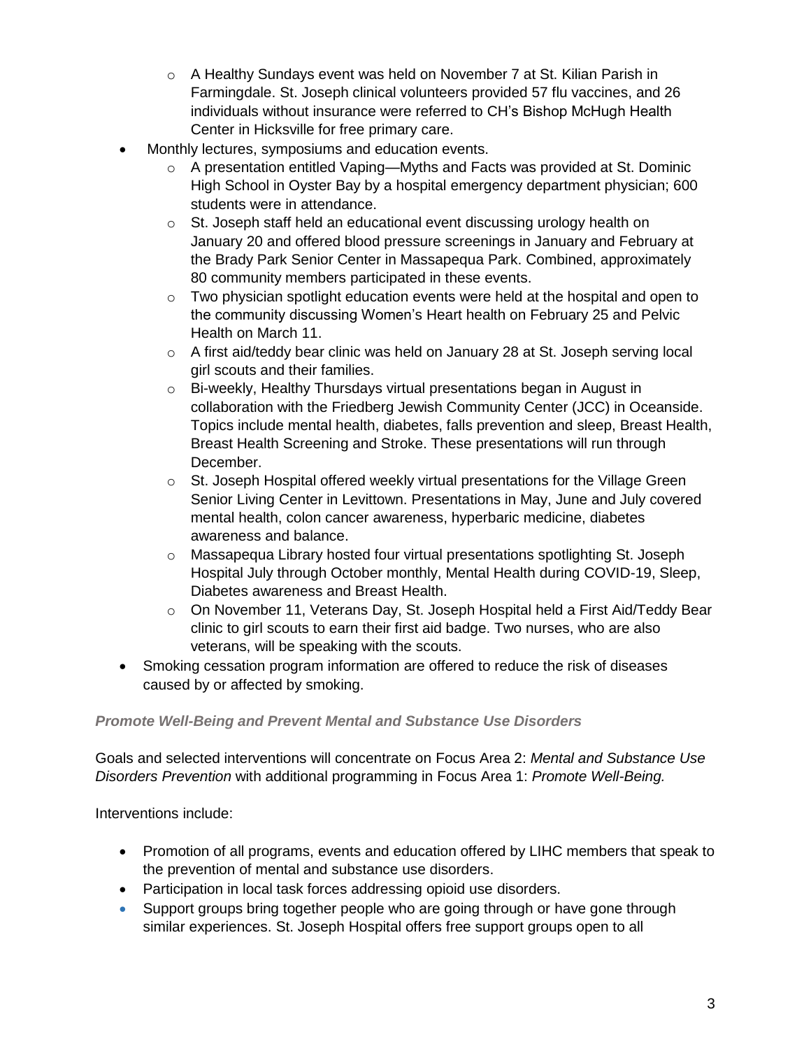- A Healthy Sundays event was held on November 7 at St. Kilian Parish in Farmingdale. St. Joseph clinical volunteers provided 57 flu vaccines, and 26 individuals without insurance were referred to CH's Bishop McHugh Health Center in Hicksville for free primary care.
- Monthly lectures, symposiums and education events.
    - A presentation entitled Vaping—Myths and Facts was provided at St. Dominic High School in Oyster Bay by a hospital emergency department physician; 600 students were in attendance.
    - St. Joseph staff held an educational event discussing urology health on January 20 and offered blood pressure screenings in January and February at the Brady Park Senior Center in Massapequa Park. Combined, approximately 80 community members participated in these events.
    - Two physician spotlight education events were held at the hospital and open to the community discussing Women's Heart health on February 25 and Pelvic Health on March 11.
    - A first aid/teddy bear clinic was held on January 28 at St. Joseph serving local girl scouts and their families.
    - Bi-weekly, Healthy Thursdays virtual presentations began in August in collaboration with the Friedberg Jewish Community Center (JCC) in Oceanside. Topics include mental health, diabetes, falls prevention and sleep, Breast Health, Breast Health Screening and Stroke. These presentations will run through December.
    - St. Joseph Hospital offered weekly virtual presentations for the Village Green Senior Living Center in Levittown. Presentations in May, June and July covered mental health, colon cancer awareness, hyperbaric medicine, diabetes awareness and balance.
    - Massapequa Library hosted four virtual presentations spotlighting St. Joseph Hospital July through October monthly, Mental Health during COVID-19, Sleep, Diabetes awareness and Breast Health.
    - On November 11, Veterans Day, St. Joseph Hospital held a First Aid/Teddy Bear clinic to girl scouts to earn their first aid badge. Two nurses, who are also veterans, will be speaking with the scouts.
- Smoking cessation program information are offered to reduce the risk of diseases caused by or affected by smoking.

***Promote Well-Being and Prevent Mental and Substance Use Disorders***

Goals and selected interventions will concentrate on Focus Area 2: *Mental and Substance Use Disorders Prevention* with additional programming in Focus Area 1: *Promote Well-Being.*

Interventions include:

- Promotion of all programs, events and education offered by LIHC members that speak to the prevention of mental and substance use disorders.
- Participation in local task forces addressing opioid use disorders.
- Support groups bring together people who are going through or have gone through similar experiences. St. Joseph Hospital offers free support groups open to all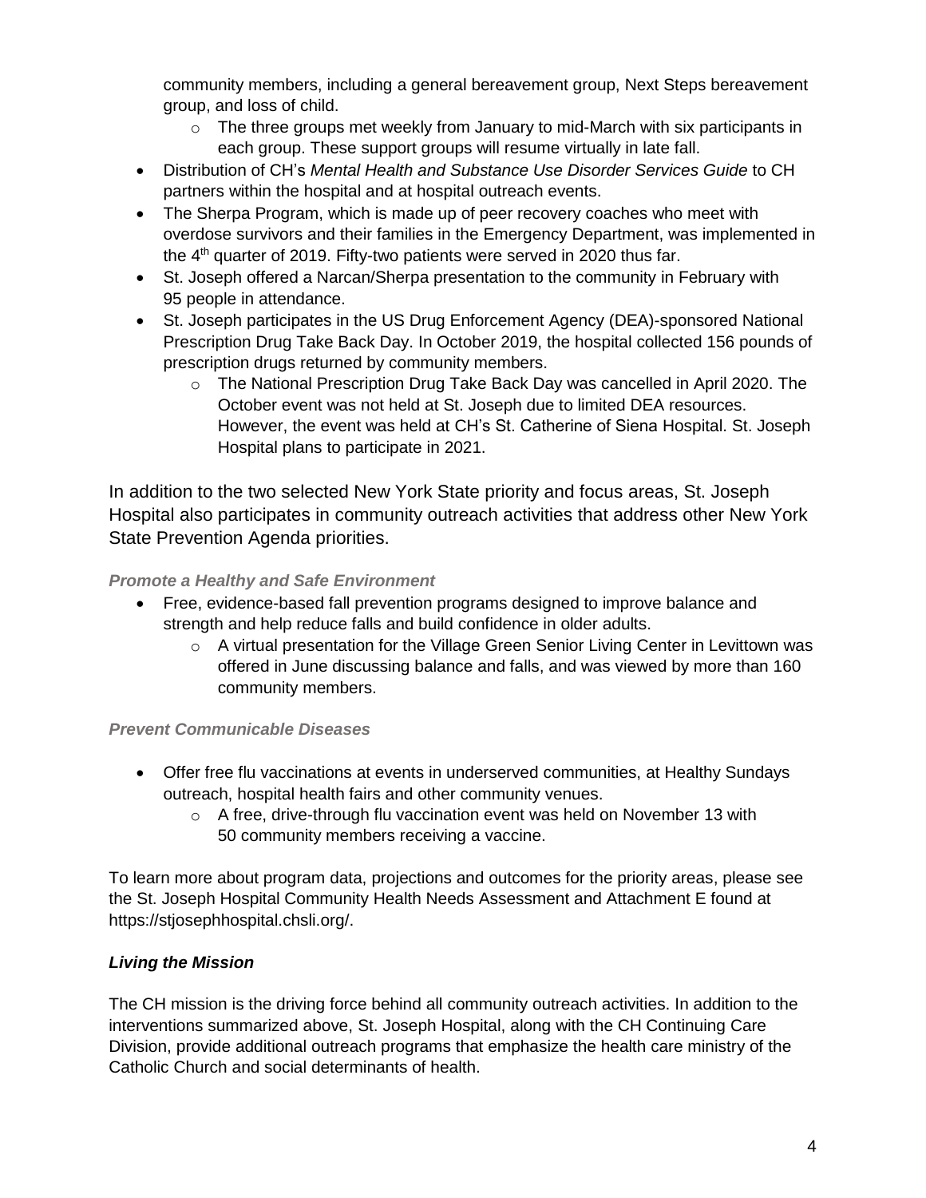community members, including a general bereavement group, Next Steps bereavement group, and loss of child.
    - The three groups met weekly from January to mid-March with six participants in each group. These support groups will resume virtually in late fall.
- Distribution of CH's *Mental Health and Substance Use Disorder Services Guide* to CH partners within the hospital and at hospital outreach events.
- The Sherpa Program, which is made up of peer recovery coaches who meet with overdose survivors and their families in the Emergency Department, was implemented in the 4th quarter of 2019. Fifty-two patients were served in 2020 thus far.
- St. Joseph offered a Narcan/Sherpa presentation to the community in February with 95 people in attendance.
- St. Joseph participates in the US Drug Enforcement Agency (DEA)-sponsored National Prescription Drug Take Back Day. In October 2019, the hospital collected 156 pounds of prescription drugs returned by community members.
    - The National Prescription Drug Take Back Day was cancelled in April 2020. The October event was not held at St. Joseph due to limited DEA resources. However, the event was held at CH's St. Catherine of Siena Hospital. St. Joseph Hospital plans to participate in 2021.

In addition to the two selected New York State priority and focus areas, St. Joseph Hospital also participates in community outreach activities that address other New York State Prevention Agenda priorities.

***Promote a Healthy and Safe Environment***

- Free, evidence-based fall prevention programs designed to improve balance and strength and help reduce falls and build confidence in older adults.
    - A virtual presentation for the Village Green Senior Living Center in Levittown was offered in June discussing balance and falls, and was viewed by more than 160 community members.

***Prevent Communicable Diseases***

- Offer free flu vaccinations at events in underserved communities, at Healthy Sundays outreach, hospital health fairs and other community venues.
    - A free, drive-through flu vaccination event was held on November 13 with 50 community members receiving a vaccine.

To learn more about program data, projections and outcomes for the priority areas, please see the St. Joseph Hospital Community Health Needs Assessment and Attachment E found at https://stjosephhospital.chsli.org/.

***Living the Mission***

The CH mission is the driving force behind all community outreach activities. In addition to the interventions summarized above, St. Joseph Hospital, along with the CH Continuing Care Division, provide additional outreach programs that emphasize the health care ministry of the Catholic Church and social determinants of health.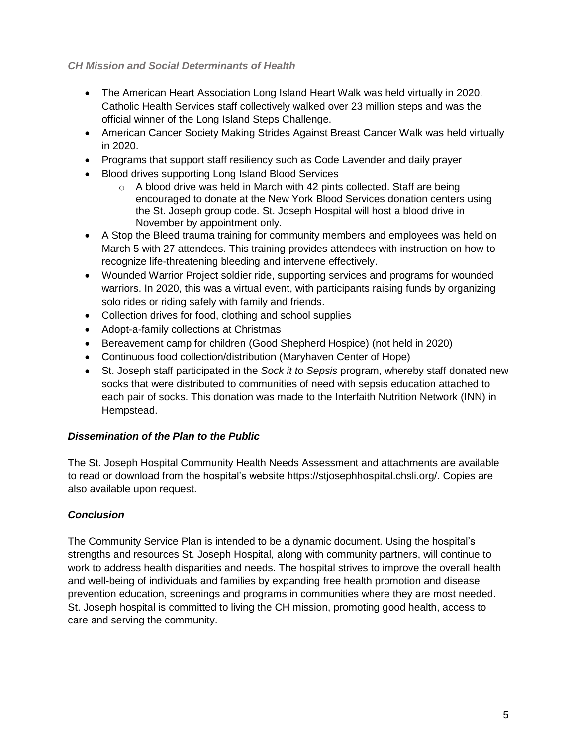### *CH Mission and Social Determinants of Health*

- The American Heart Association Long Island Heart Walk was held virtually in 2020. Catholic Health Services staff collectively walked over 23 million steps and was the official winner of the Long Island Steps Challenge.
- American Cancer Society Making Strides Against Breast Cancer Walk was held virtually in 2020.
- Programs that support staff resiliency such as Code Lavender and daily prayer
- Blood drives supporting Long Island Blood Services
  - A blood drive was held in March with 42 pints collected. Staff are being encouraged to donate at the New York Blood Services donation centers using the St. Joseph group code. St. Joseph Hospital will host a blood drive in November by appointment only.
- A Stop the Bleed trauma training for community members and employees was held on March 5 with 27 attendees. This training provides attendees with instruction on how to recognize life-threatening bleeding and intervene effectively.
- Wounded Warrior Project soldier ride, supporting services and programs for wounded warriors. In 2020, this was a virtual event, with participants raising funds by organizing solo rides or riding safely with family and friends.
- Collection drives for food, clothing and school supplies
- Adopt-a-family collections at Christmas
- Bereavement camp for children (Good Shepherd Hospice) (not held in 2020)
- Continuous food collection/distribution (Maryhaven Center of Hope)
- St. Joseph staff participated in the *Sock it to Sepsis* program, whereby staff donated new socks that were distributed to communities of need with sepsis education attached to each pair of socks. This donation was made to the Interfaith Nutrition Network (INN) in Hempstead.

### *Dissemination of the Plan to the Public*

The St. Joseph Hospital Community Health Needs Assessment and attachments are available to read or download from the hospital's website https://stjosephhospital.chsli.org/. Copies are also available upon request.

### *Conclusion*

The Community Service Plan is intended to be a dynamic document. Using the hospital's strengths and resources St. Joseph Hospital, along with community partners, will continue to work to address health disparities and needs. The hospital strives to improve the overall health and well-being of individuals and families by expanding free health promotion and disease prevention education, screenings and programs in communities where they are most needed. St. Joseph hospital is committed to living the CH mission, promoting good health, access to care and serving the community.